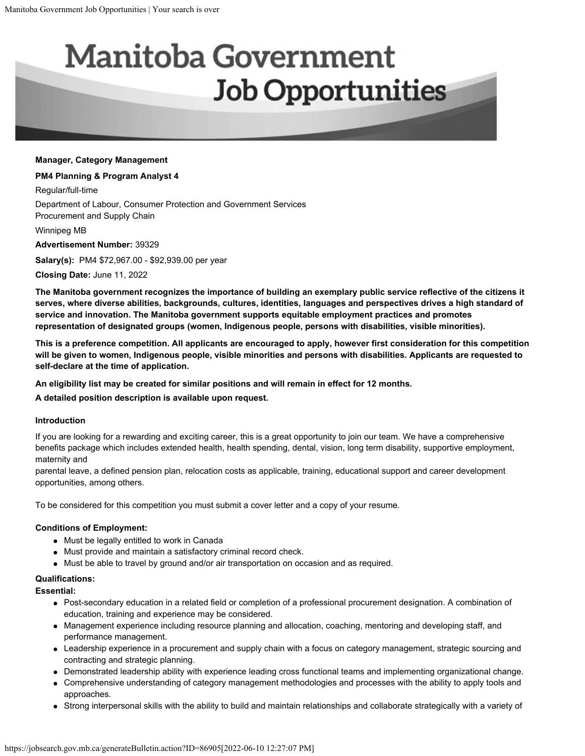# Manitoba Government Job Opportunities

**Manager, Category Management**

**PM4 Planning & Program Analyst 4**

Regular/full-time

Department of Labour, Consumer Protection and Government Services
Procurement and Supply Chain

Winnipeg MB

**Advertisement Number:** 39329

**Salary(s):** PM4 $72,967.00 - $92,939.00 per year

**Closing Date:** June 11, 2022

**The Manitoba government recognizes the importance of building an exemplary public service reflective of the citizens it serves, where diverse abilities, backgrounds, cultures, identities, languages and perspectives drives a high standard of service and innovation. The Manitoba government supports equitable employment practices and promotes representation of designated groups (women, Indigenous people, persons with disabilities, visible minorities).**

**This is a preference competition. All applicants are encouraged to apply, however first consideration for this competition will be given to women, Indigenous people, visible minorities and persons with disabilities. Applicants are requested to self-declare at the time of application.**

**An eligibility list may be created for similar positions and will remain in effect for 12 months.**

**A detailed position description is available upon request.**

**Introduction**

If you are looking for a rewarding and exciting career, this is a great opportunity to join our team. We have a comprehensive benefits package which includes extended health, health spending, dental, vision, long term disability, supportive employment, maternity and
parental leave, a defined pension plan, relocation costs as applicable, training, educational support and career development opportunities, among others.

To be considered for this competition you must submit a cover letter and a copy of your resume.

**Conditions of Employment:**

- Must be legally entitled to work in Canada
- Must provide and maintain a satisfactory criminal record check.
- Must be able to travel by ground and/or air transportation on occasion and as required.

**Qualifications:**

**Essential:**

- Post-secondary education in a related field or completion of a professional procurement designation. A combination of education, training and experience may be considered.
- Management experience including resource planning and allocation, coaching, mentoring and developing staff, and performance management.
- Leadership experience in a procurement and supply chain with a focus on category management, strategic sourcing and contracting and strategic planning.
- Demonstrated leadership ability with experience leading cross functional teams and implementing organizational change.
- Comprehensive understanding of category management methodologies and processes with the ability to apply tools and approaches.
- Strong interpersonal skills with the ability to build and maintain relationships and collaborate strategically with a variety of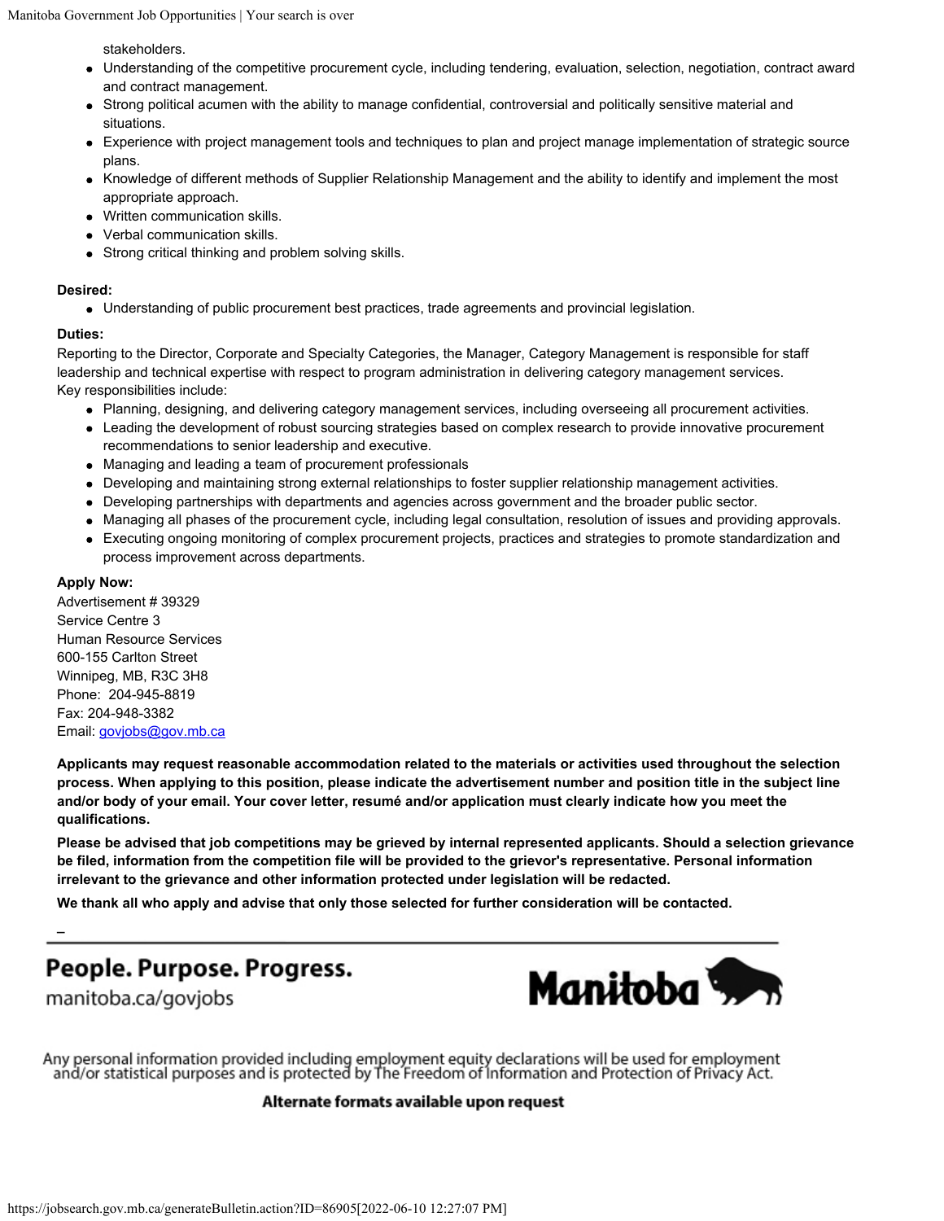stakeholders.

- Understanding of the competitive procurement cycle, including tendering, evaluation, selection, negotiation, contract award and contract management.
- Strong political acumen with the ability to manage confidential, controversial and politically sensitive material and situations.
- Experience with project management tools and techniques to plan and project manage implementation of strategic source plans.
- Knowledge of different methods of Supplier Relationship Management and the ability to identify and implement the most appropriate approach.
- Written communication skills.
- Verbal communication skills.
- Strong critical thinking and problem solving skills.

**Desired:**

- Understanding of public procurement best practices, trade agreements and provincial legislation.

**Duties:**

Reporting to the Director, Corporate and Specialty Categories, the Manager, Category Management is responsible for staff leadership and technical expertise with respect to program administration in delivering category management services.
Key responsibilities include:

- Planning, designing, and delivering category management services, including overseeing all procurement activities.
- Leading the development of robust sourcing strategies based on complex research to provide innovative procurement recommendations to senior leadership and executive.
- Managing and leading a team of procurement professionals
- Developing and maintaining strong external relationships to foster supplier relationship management activities.
- Developing partnerships with departments and agencies across government and the broader public sector.
- Managing all phases of the procurement cycle, including legal consultation, resolution of issues and providing approvals.
- Executing ongoing monitoring of complex procurement projects, practices and strategies to promote standardization and process improvement across departments.

**Apply Now:**

Advertisement # 39329
Service Centre 3
Human Resource Services
600-155 Carlton Street
Winnipeg, MB, R3C 3H8
Phone: 204-945-8819
Fax: 204-948-3382
Email: govjobs@gov.mb.ca

**Applicants may request reasonable accommodation related to the materials or activities used throughout the selection process. When applying to this position, please indicate the advertisement number and position title in the subject line and/or body of your email. Your cover letter, resumé and/or application must clearly indicate how you meet the qualifications.**

**Please be advised that job competitions may be grieved by internal represented applicants. Should a selection grievance be filed, information from the competition file will be provided to the grievor's representative. Personal information irrelevant to the grievance and other information protected under legislation will be redacted.**

**We thank all who apply and advise that only those selected for further consideration will be contacted.**

_

**People. Purpose. Progress.**
manitoba.ca/govjobs

**Manitoba**

Any personal information provided including employment equity declarations will be used for employment and/or statistical purposes and is protected by The Freedom of Information and Protection of Privacy Act.

**Alternate formats available upon request**